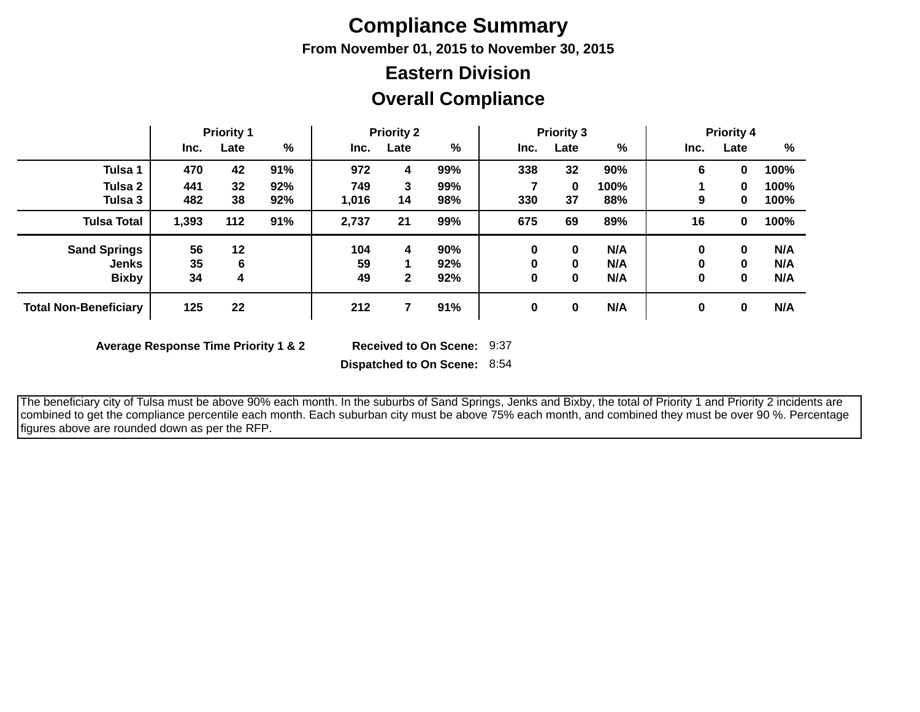# Compliance Summary

### From November 01, 2015 to November 30, 2015

## Eastern Division

## Overall Compliance

| | Priority 1 | | | Priority 2 | | | Priority 3 | | | Priority 4 | | |
|---|---|---|---|---|---|---|---|---|---|---|---|---|
| | Inc. | Late | % | Inc. | Late | % | Inc. | Late | % | Inc. | Late | % |
| **Tulsa 1** | **470** | **42** | **91%** | **972** | **4** | **99%** | **338** | **32** | **90%** | **6** | **0** | **100%** |
| **Tulsa 2** | **441** | **32** | **92%** | **749** | **3** | **99%** | **7** | **0** | **100%** | **1** | **0** | **100%** |
| **Tulsa 3** | **482** | **38** | **92%** | **1,016** | **14** | **98%** | **330** | **37** | **88%** | **9** | **0** | **100%** |
| **Tulsa Total** | **1,393** | **112** | **91%** | **2,737** | **21** | **99%** | **675** | **69** | **89%** | **16** | **0** | **100%** |
| **Sand Springs** | **56** | **12** | | **104** | **4** | **90%** | **0** | **0** | **N/A** | **0** | **0** | **N/A** |
| **Jenks** | **35** | **6** | | **59** | **1** | **92%** | **0** | **0** | **N/A** | **0** | **0** | **N/A** |
| **Bixby** | **34** | **4** | | **49** | **2** | **92%** | **0** | **0** | **N/A** | **0** | **0** | **N/A** |
| **Total Non-Beneficiary** | **125** | **22** | | **212** | **7** | **91%** | **0** | **0** | **N/A** | **0** | **0** | **N/A** |

**Average Response Time Priority 1 & 2**

**Received to On Scene:** 9:37

**Dispatched to On Scene:** 8:54

The beneficiary city of Tulsa must be above 90% each month. In the suburbs of Sand Springs, Jenks and Bixby, the total of Priority 1 and Priority 2 incidents are combined to get the compliance percentile each month. Each suburban city must be above 75% each month, and combined they must be over 90 %. Percentage figures above are rounded down as per the RFP.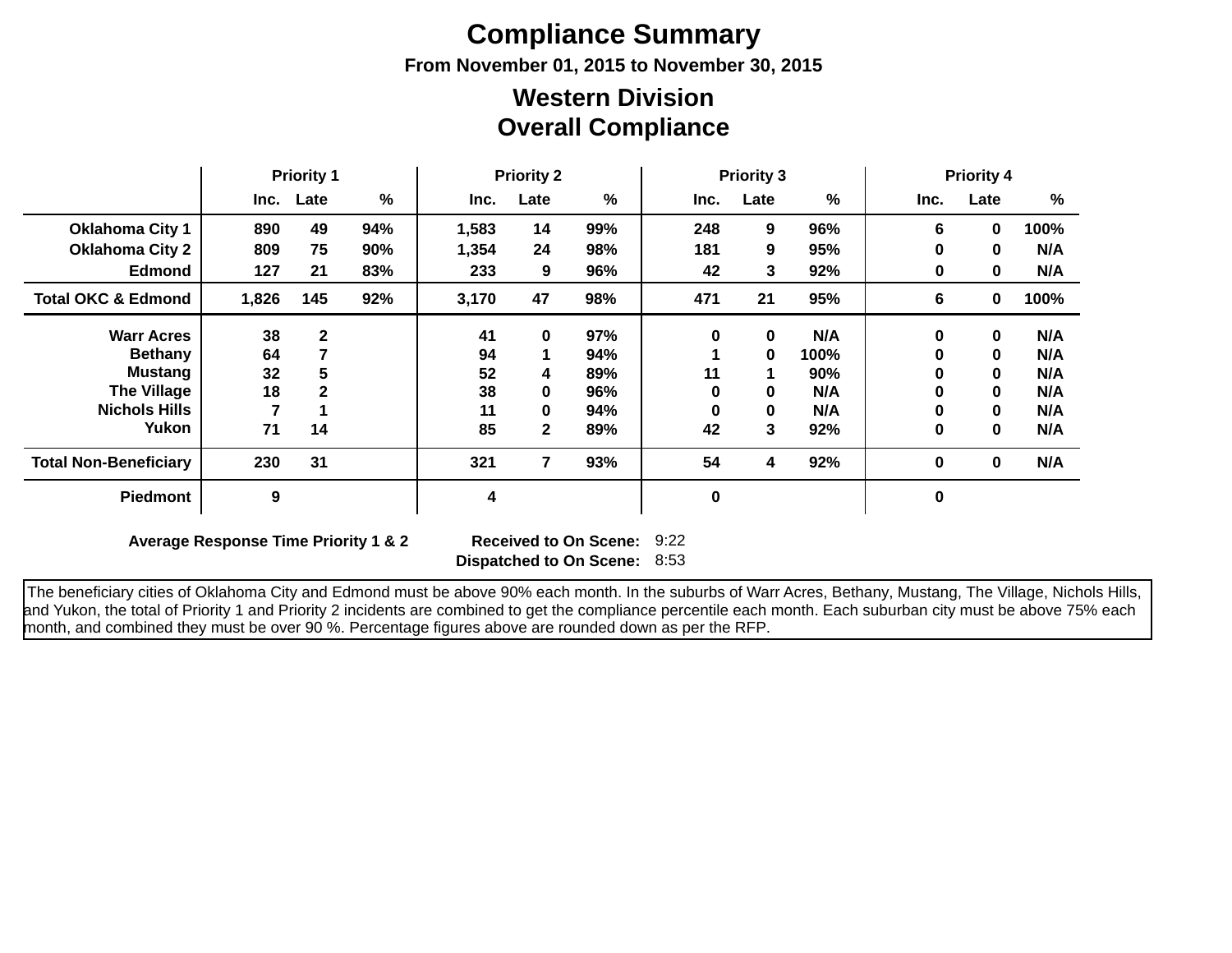# Compliance Summary

**From November 01, 2015 to November 30, 2015**

## Western Division
## Overall Compliance

| | Priority 1 | | | Priority 2 | | | Priority 3 | | | Priority 4 | | |
|---|---|---|---|---|---|---|---|---|---|---|---|---|
| | Inc. | Late | % | Inc. | Late | % | Inc. | Late | % | Inc. | Late | % |
| **Oklahoma City 1** | 890 | 49 | 94% | 1,583 | 14 | 99% | 248 | 9 | 96% | 6 | 0 | 100% |
| **Oklahoma City 2** | 809 | 75 | 90% | 1,354 | 24 | 98% | 181 | 9 | 95% | 0 | 0 | N/A |
| **Edmond** | 127 | 21 | 83% | 233 | 9 | 96% | 42 | 3 | 92% | 0 | 0 | N/A |
| **Total OKC & Edmond** | 1,826 | 145 | 92% | 3,170 | 47 | 98% | 471 | 21 | 95% | 6 | 0 | 100% |
| **Warr Acres** | 38 | 2 | | 41 | 0 | 97% | 0 | 0 | N/A | 0 | 0 | N/A |
| **Bethany** | 64 | 7 | | 94 | 1 | 94% | 1 | 0 | 100% | 0 | 0 | N/A |
| **Mustang** | 32 | 5 | | 52 | 4 | 89% | 11 | 1 | 90% | 0 | 0 | N/A |
| **The Village** | 18 | 2 | | 38 | 0 | 96% | 0 | 0 | N/A | 0 | 0 | N/A |
| **Nichols Hills** | 7 | 1 | | 11 | 0 | 94% | 0 | 0 | N/A | 0 | 0 | N/A |
| **Yukon** | 71 | 14 | | 85 | 2 | 89% | 42 | 3 | 92% | 0 | 0 | N/A |
| **Total Non-Beneficiary** | 230 | 31 | | 321 | 7 | 93% | 54 | 4 | 92% | 0 | 0 | N/A |
| **Piedmont** | 9 | | | 4 | | | 0 | | | 0 | | |

**Average Response Time Priority 1 & 2**

| | |
|---|---|
| **Received to On Scene:** | 9:22 |
| **Dispatched to On Scene:** | 8:53 |

The beneficiary cities of Oklahoma City and Edmond must be above 90% each month. In the suburbs of Warr Acres, Bethany, Mustang, The Village, Nichols Hills, and Yukon, the total of Priority 1 and Priority 2 incidents are combined to get the compliance percentile each month. Each suburban city must be above 75% each month, and combined they must be over 90 %. Percentage figures above are rounded down as per the RFP.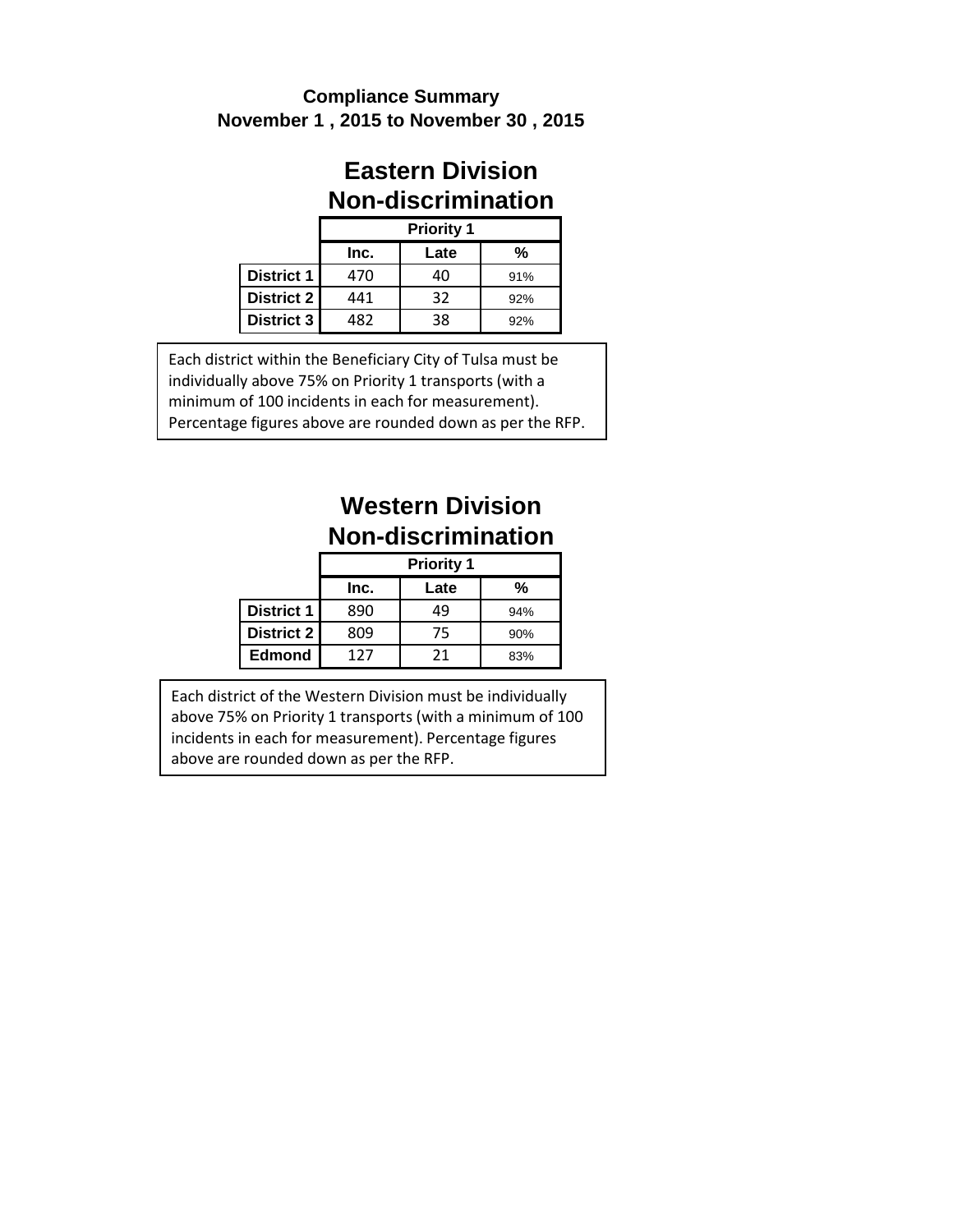**Compliance Summary**
**November 1 , 2015 to November 30 , 2015**

## Eastern Division
## Non-discrimination

| | Priority 1 | | |
|---|---|---|---|
| | **Inc.** | **Late** | **%** |
| **District 1** | 470 | 40 | 91% |
| **District 2** | 441 | 32 | 92% |
| **District 3** | 482 | 38 | 92% |

Each district within the Beneficiary City of Tulsa must be individually above 75% on Priority 1 transports (with a minimum of 100 incidents in each for measurement). Percentage figures above are rounded down as per the RFP.

## Western Division
## Non-discrimination

| | Priority 1 | | |
|---|---|---|---|
| | **Inc.** | **Late** | **%** |
| **District 1** | 890 | 49 | 94% |
| **District 2** | 809 | 75 | 90% |
| **Edmond** | 127 | 21 | 83% |

Each district of the Western Division must be individually above 75% on Priority 1 transports (with a minimum of 100 incidents in each for measurement). Percentage figures above are rounded down as per the RFP.